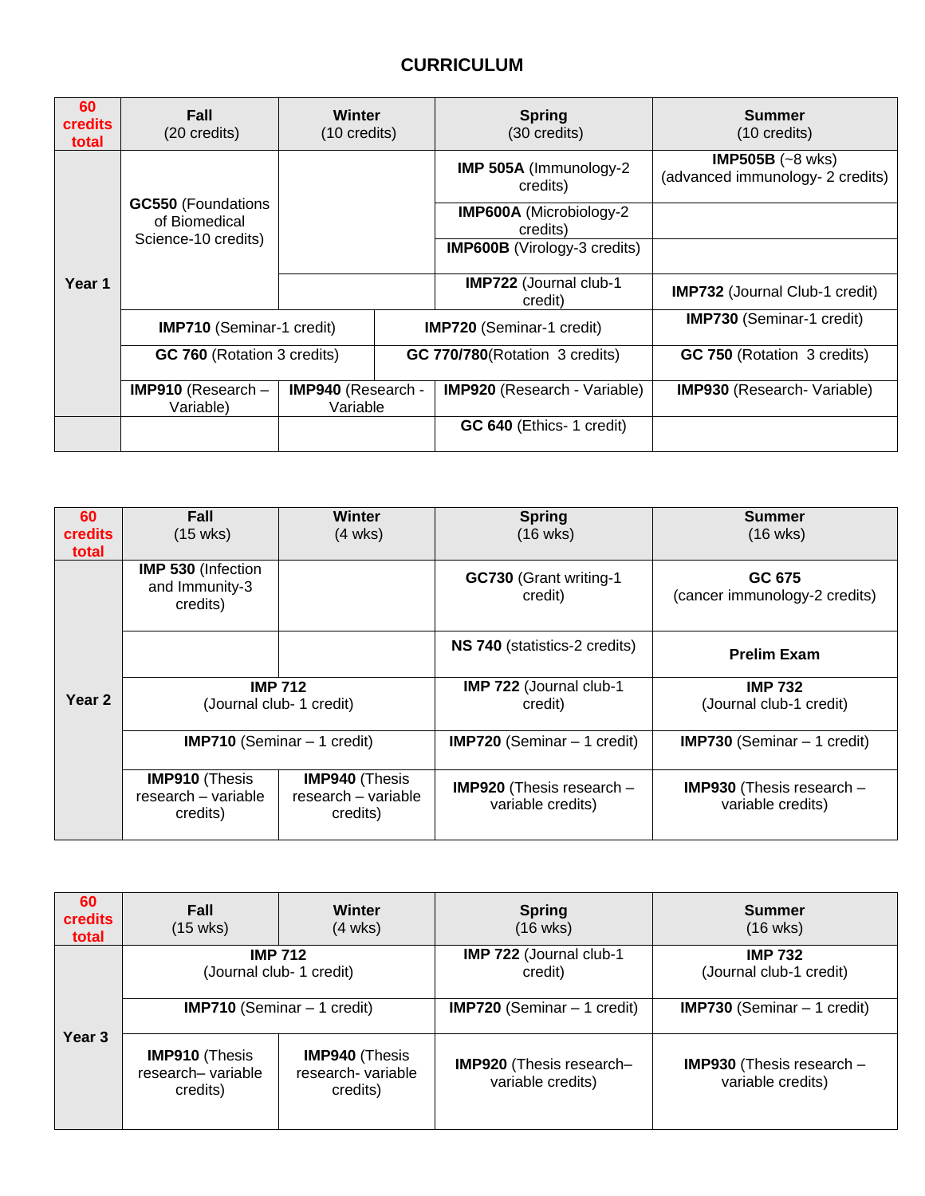# CURRICULUM

| 60 credits total | Fall (20 credits) | Winter (10 credits) | Spring (30 credits) | Summer (10 credits) |
|---|---|---|---|---|
| Year 1 | **GC550** (Foundations of Biomedical Science-10 credits) | | **IMP 505A** (Immunology-2 credits) | **IMP505B** (~8 wks) (advanced immunology- 2 credits) |
| | | | **IMP600A** (Microbiology-2 credits) | |
| | | | **IMP600B** (Virology-3 credits) | |
| | | | **IMP722** (Journal club-1 credit) | **IMP732** (Journal Club-1 credit) |
| | **IMP710** (Seminar-1 credit) | | **IMP720** (Seminar-1 credit) | **IMP730** (Seminar-1 credit) |
| | **GC 760** (Rotation 3 credits) | | **GC 770/780**(Rotation 3 credits) | **GC 750** (Rotation 3 credits) |
| | **IMP910** (Research – Variable) | **IMP940** (Research - Variable | **IMP920** (Research - Variable) | **IMP930** (Research- Variable) |
| | | | **GC 640** (Ethics- 1 credit) | |

| 60 credits total | Fall (15 wks) | Winter (4 wks) | Spring (16 wks) | Summer (16 wks) |
|---|---|---|---|---|
| Year 2 | **IMP 530** (Infection and Immunity-3 credits) | | **GC730** (Grant writing-1 credit) | **GC 675** (cancer immunology-2 credits) |
| | | | **NS 740** (statistics-2 credits) | **Prelim Exam** |
| | **IMP 712** (Journal club- 1 credit) | | **IMP 722** (Journal club-1 credit) | **IMP 732** (Journal club-1 credit) |
| | **IMP710** (Seminar – 1 credit) | | **IMP720** (Seminar – 1 credit) | **IMP730** (Seminar – 1 credit) |
| | **IMP910** (Thesis research – variable credits) | **IMP940** (Thesis research – variable credits) | **IMP920** (Thesis research – variable credits) | **IMP930** (Thesis research – variable credits) |

| 60 credits total | Fall (15 wks) | Winter (4 wks) | Spring (16 wks) | Summer (16 wks) |
|---|---|---|---|---|
| Year 3 | **IMP 712** (Journal club- 1 credit) | | **IMP 722** (Journal club-1 credit) | **IMP 732** (Journal club-1 credit) |
| | **IMP710** (Seminar – 1 credit) | | **IMP720** (Seminar – 1 credit) | **IMP730** (Seminar – 1 credit) |
| | **IMP910** (Thesis research– variable credits) | **IMP940** (Thesis research- variable credits) | **IMP920** (Thesis research– variable credits) | **IMP930** (Thesis research – variable credits) |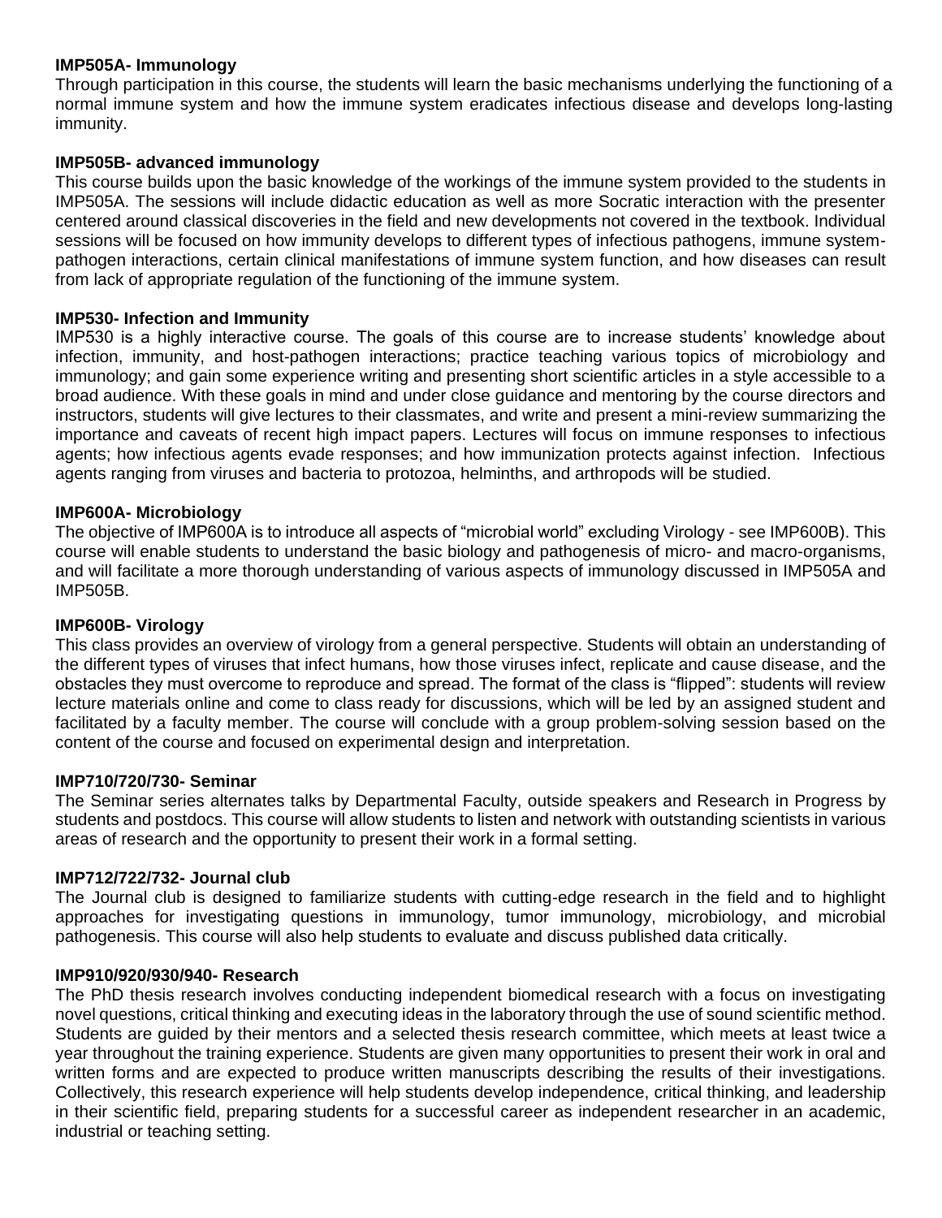**IMP505A- Immunology**

Through participation in this course, the students will learn the basic mechanisms underlying the functioning of a normal immune system and how the immune system eradicates infectious disease and develops long-lasting immunity.

**IMP505B- advanced immunology**

This course builds upon the basic knowledge of the workings of the immune system provided to the students in IMP505A. The sessions will include didactic education as well as more Socratic interaction with the presenter centered around classical discoveries in the field and new developments not covered in the textbook. Individual sessions will be focused on how immunity develops to different types of infectious pathogens, immune system-pathogen interactions, certain clinical manifestations of immune system function, and how diseases can result from lack of appropriate regulation of the functioning of the immune system.

**IMP530- Infection and Immunity**

IMP530 is a highly interactive course. The goals of this course are to increase students' knowledge about infection, immunity, and host-pathogen interactions; practice teaching various topics of microbiology and immunology; and gain some experience writing and presenting short scientific articles in a style accessible to a broad audience. With these goals in mind and under close guidance and mentoring by the course directors and instructors, students will give lectures to their classmates, and write and present a mini-review summarizing the importance and caveats of recent high impact papers. Lectures will focus on immune responses to infectious agents; how infectious agents evade responses; and how immunization protects against infection. Infectious agents ranging from viruses and bacteria to protozoa, helminths, and arthropods will be studied.

**IMP600A- Microbiology**

The objective of IMP600A is to introduce all aspects of "microbial world" excluding Virology - see IMP600B). This course will enable students to understand the basic biology and pathogenesis of micro- and macro-organisms, and will facilitate a more thorough understanding of various aspects of immunology discussed in IMP505A and IMP505B.

**IMP600B- Virology**

This class provides an overview of virology from a general perspective. Students will obtain an understanding of the different types of viruses that infect humans, how those viruses infect, replicate and cause disease, and the obstacles they must overcome to reproduce and spread. The format of the class is "flipped": students will review lecture materials online and come to class ready for discussions, which will be led by an assigned student and facilitated by a faculty member. The course will conclude with a group problem-solving session based on the content of the course and focused on experimental design and interpretation.

**IMP710/720/730- Seminar**

The Seminar series alternates talks by Departmental Faculty, outside speakers and Research in Progress by students and postdocs. This course will allow students to listen and network with outstanding scientists in various areas of research and the opportunity to present their work in a formal setting.

**IMP712/722/732- Journal club**

The Journal club is designed to familiarize students with cutting-edge research in the field and to highlight approaches for investigating questions in immunology, tumor immunology, microbiology, and microbial pathogenesis. This course will also help students to evaluate and discuss published data critically.

**IMP910/920/930/940- Research**

The PhD thesis research involves conducting independent biomedical research with a focus on investigating novel questions, critical thinking and executing ideas in the laboratory through the use of sound scientific method. Students are guided by their mentors and a selected thesis research committee, which meets at least twice a year throughout the training experience. Students are given many opportunities to present their work in oral and written forms and are expected to produce written manuscripts describing the results of their investigations. Collectively, this research experience will help students develop independence, critical thinking, and leadership in their scientific field, preparing students for a successful career as independent researcher in an academic, industrial or teaching setting.